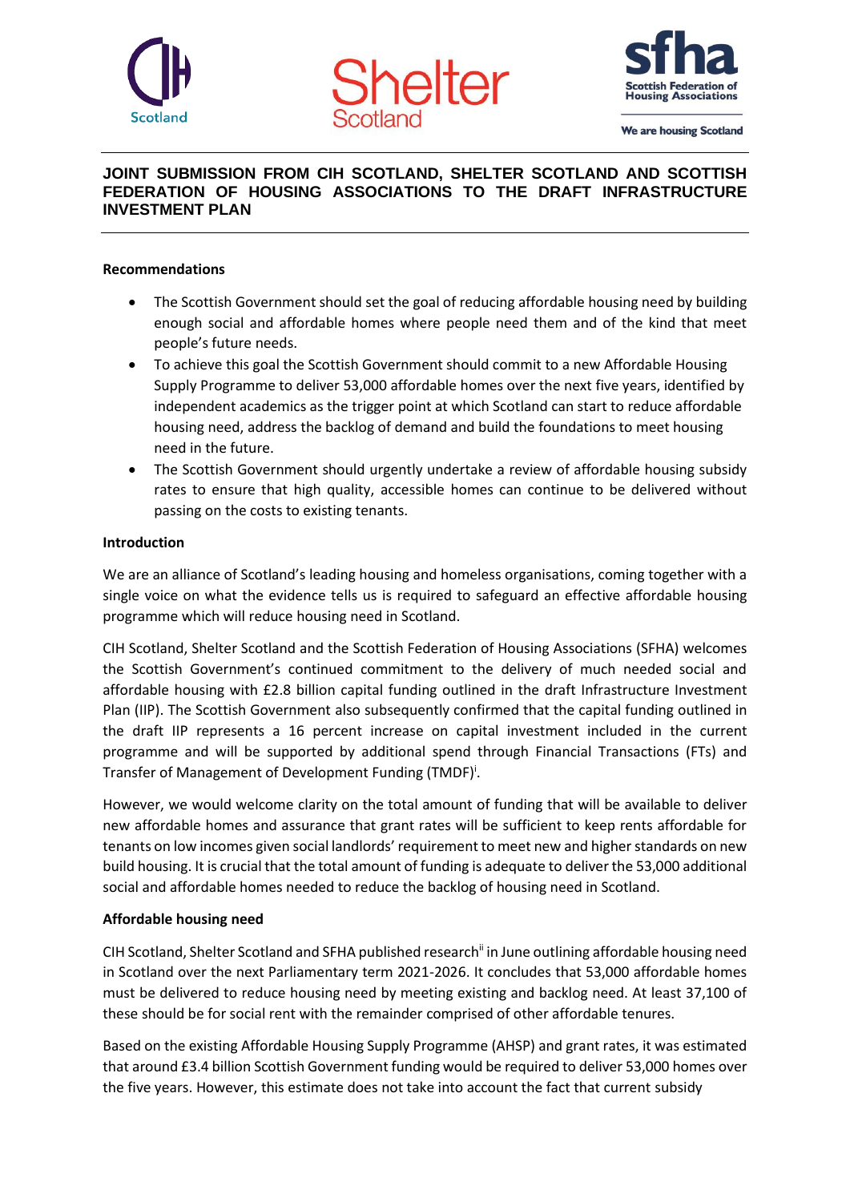CIH Scotland | Shelter Scotland | sfha Scottish Federation of Housing Associations — We are housing Scotland

# JOINT SUBMISSION FROM CIH SCOTLAND, SHELTER SCOTLAND AND SCOTTISH FEDERATION OF HOUSING ASSOCIATIONS TO THE DRAFT INFRASTRUCTURE INVESTMENT PLAN

**Recommendations**

- The Scottish Government should set the goal of reducing affordable housing need by building enough social and affordable homes where people need them and of the kind that meet people's future needs.
- To achieve this goal the Scottish Government should commit to a new Affordable Housing Supply Programme to deliver 53,000 affordable homes over the next five years, identified by independent academics as the trigger point at which Scotland can start to reduce affordable housing need, address the backlog of demand and build the foundations to meet housing need in the future.
- The Scottish Government should urgently undertake a review of affordable housing subsidy rates to ensure that high quality, accessible homes can continue to be delivered without passing on the costs to existing tenants.

**Introduction**

We are an alliance of Scotland's leading housing and homeless organisations, coming together with a single voice on what the evidence tells us is required to safeguard an effective affordable housing programme which will reduce housing need in Scotland.

CIH Scotland, Shelter Scotland and the Scottish Federation of Housing Associations (SFHA) welcomes the Scottish Government's continued commitment to the delivery of much needed social and affordable housing with £2.8 billion capital funding outlined in the draft Infrastructure Investment Plan (IIP). The Scottish Government also subsequently confirmed that the capital funding outlined in the draft IIP represents a 16 percent increase on capital investment included in the current programme and will be supported by additional spend through Financial Transactions (FTs) and Transfer of Management of Development Funding (TMDF)[i].

However, we would welcome clarity on the total amount of funding that will be available to deliver new affordable homes and assurance that grant rates will be sufficient to keep rents affordable for tenants on low incomes given social landlords' requirement to meet new and higher standards on new build housing. It is crucial that the total amount of funding is adequate to deliver the 53,000 additional social and affordable homes needed to reduce the backlog of housing need in Scotland.

**Affordable housing need**

CIH Scotland, Shelter Scotland and SFHA published research[ii] in June outlining affordable housing need in Scotland over the next Parliamentary term 2021-2026. It concludes that 53,000 affordable homes must be delivered to reduce housing need by meeting existing and backlog need. At least 37,100 of these should be for social rent with the remainder comprised of other affordable tenures.

Based on the existing Affordable Housing Supply Programme (AHSP) and grant rates, it was estimated that around £3.4 billion Scottish Government funding would be required to deliver 53,000 homes over the five years. However, this estimate does not take into account the fact that current subsidy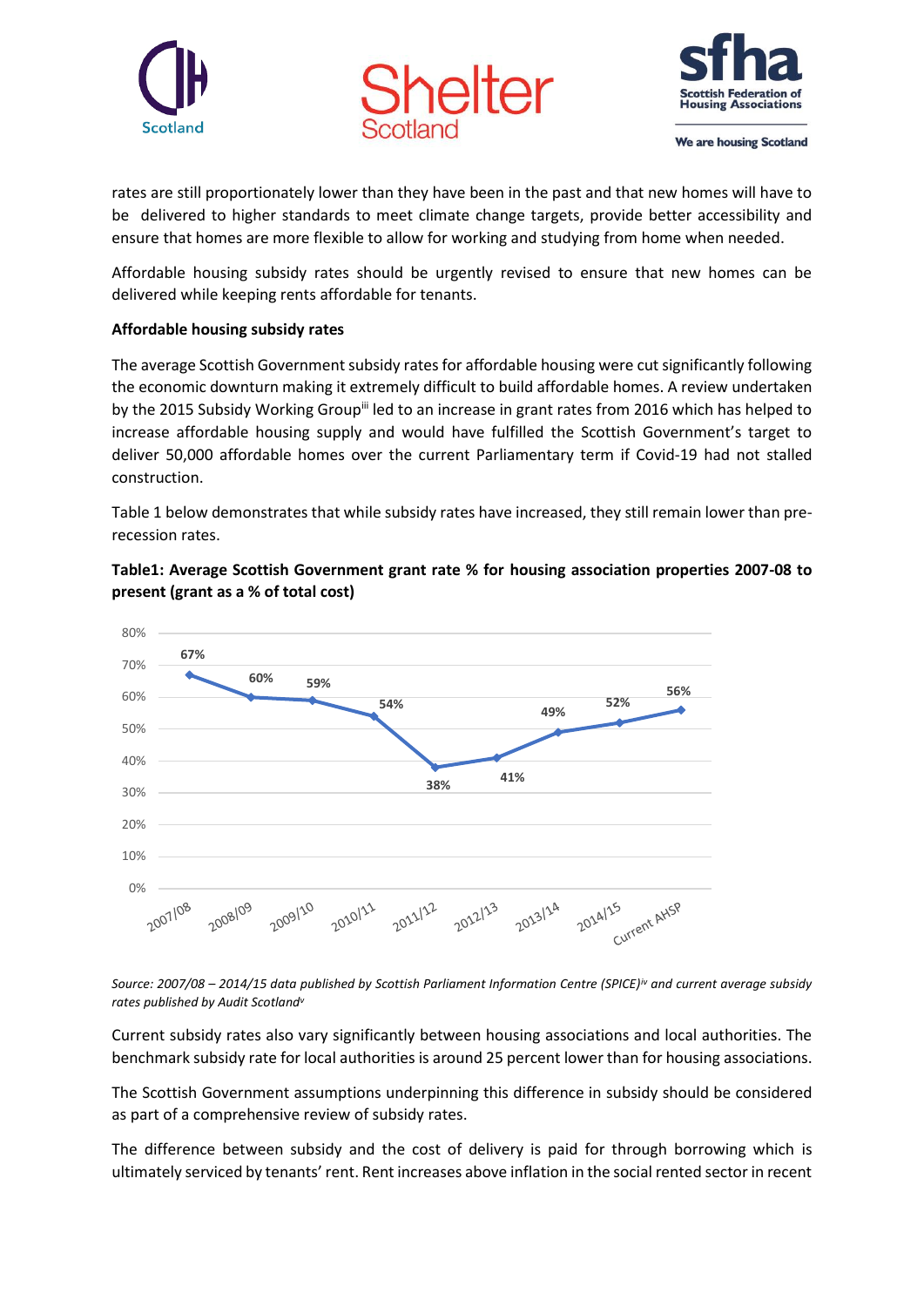rates are still proportionately lower than they have been in the past and that new homes will have to be delivered to higher standards to meet climate change targets, provide better accessibility and ensure that homes are more flexible to allow for working and studying from home when needed.

Affordable housing subsidy rates should be urgently revised to ensure that new homes can be delivered while keeping rents affordable for tenants.

**Affordable housing subsidy rates**

The average Scottish Government subsidy rates for affordable housing were cut significantly following the economic downturn making it extremely difficult to build affordable homes. A review undertaken by the 2015 Subsidy Working Group[iii] led to an increase in grant rates from 2016 which has helped to increase affordable housing supply and would have fulfilled the Scottish Government's target to deliver 50,000 affordable homes over the current Parliamentary term if Covid-19 had not stalled construction.

Table 1 below demonstrates that while subsidy rates have increased, they still remain lower than pre-recession rates.

**Table1: Average Scottish Government grant rate % for housing association properties 2007-08 to present (grant as a % of total cost)**

| Year | Grant rate |
|---|---|
| 2007/08 | 67% |
| 2008/09 | 60% |
| 2009/10 | 59% |
| 2010/11 | 54% |
| 2011/12 | 38% |
| 2012/13 | 41% |
| 2013/14 | 49% |
| 2014/15 | 52% |
| Current AHSP | 56% |

*Source: 2007/08 – 2014/15 data published by Scottish Parliament Information Centre (SPICE)[iv] and current average subsidy rates published by Audit Scotland[v]*

Current subsidy rates also vary significantly between housing associations and local authorities. The benchmark subsidy rate for local authorities is around 25 percent lower than for housing associations.

The Scottish Government assumptions underpinning this difference in subsidy should be considered as part of a comprehensive review of subsidy rates.

The difference between subsidy and the cost of delivery is paid for through borrowing which is ultimately serviced by tenants' rent. Rent increases above inflation in the social rented sector in recent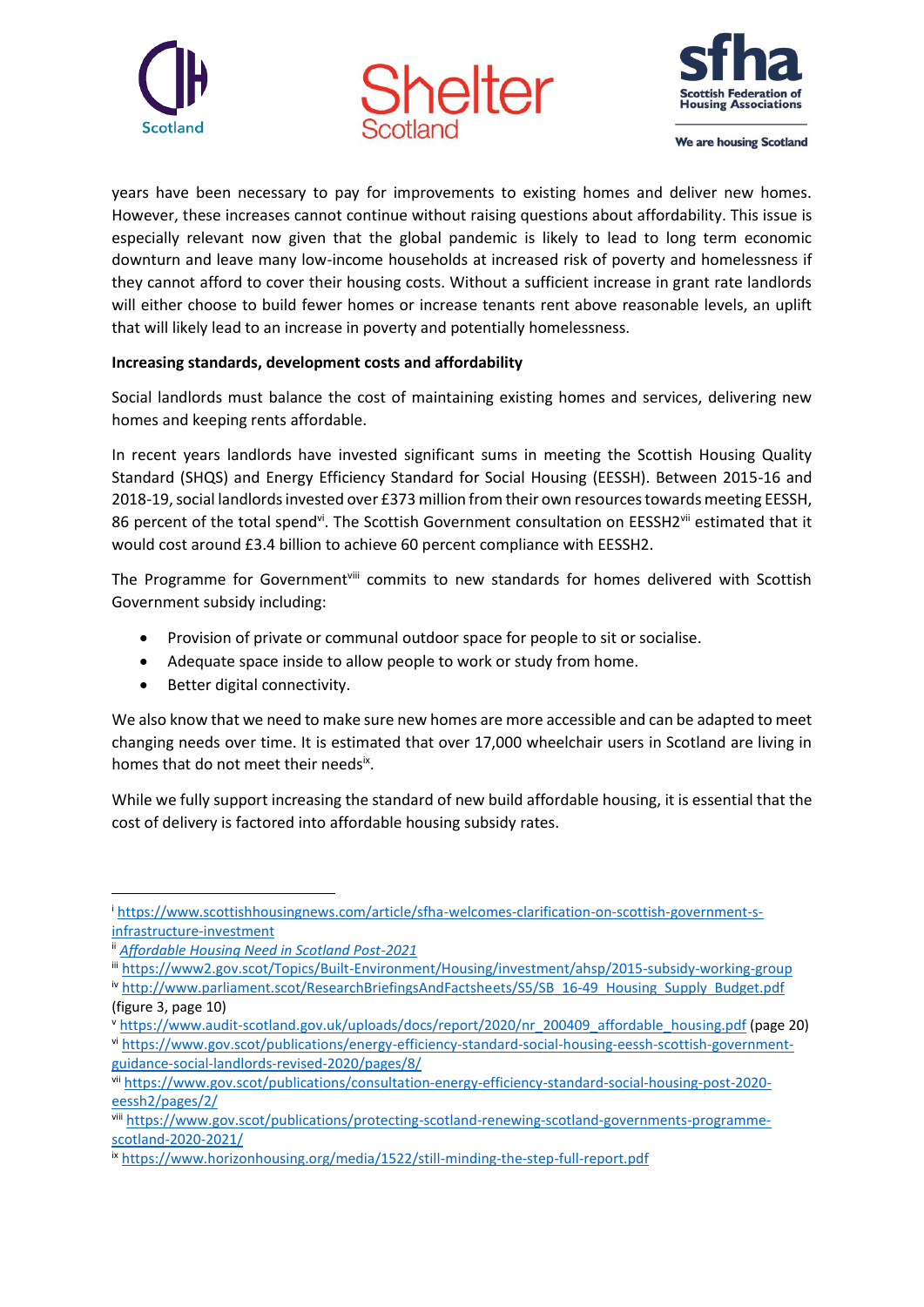years have been necessary to pay for improvements to existing homes and deliver new homes. However, these increases cannot continue without raising questions about affordability. This issue is especially relevant now given that the global pandemic is likely to lead to long term economic downturn and leave many low-income households at increased risk of poverty and homelessness if they cannot afford to cover their housing costs. Without a sufficient increase in grant rate landlords will either choose to build fewer homes or increase tenants rent above reasonable levels, an uplift that will likely lead to an increase in poverty and potentially homelessness.

**Increasing standards, development costs and affordability**

Social landlords must balance the cost of maintaining existing homes and services, delivering new homes and keeping rents affordable.

In recent years landlords have invested significant sums in meeting the Scottish Housing Quality Standard (SHQS) and Energy Efficiency Standard for Social Housing (EESSH). Between 2015-16 and 2018-19, social landlords invested over £373 million from their own resources towards meeting EESSH, 86 percent of the total spend[vi]. The Scottish Government consultation on EESSH2[vii] estimated that it would cost around £3.4 billion to achieve 60 percent compliance with EESSH2.

The Programme for Government[viii] commits to new standards for homes delivered with Scottish Government subsidy including:

- Provision of private or communal outdoor space for people to sit or socialise.
- Adequate space inside to allow people to work or study from home.
- Better digital connectivity.

We also know that we need to make sure new homes are more accessible and can be adapted to meet changing needs over time. It is estimated that over 17,000 wheelchair users in Scotland are living in homes that do not meet their needs[ix].

While we fully support increasing the standard of new build affordable housing, it is essential that the cost of delivery is factored into affordable housing subsidy rates.

---

[i] https://www.scottishhousingnews.com/article/sfha-welcomes-clarification-on-scottish-government-s-infrastructure-investment

[ii] *Affordable Housing Need in Scotland Post-2021*

[iii] https://www2.gov.scot/Topics/Built-Environment/Housing/investment/ahsp/2015-subsidy-working-group

[iv] http://www.parliament.scot/ResearchBriefingsAndFactsheets/S5/SB_16-49_Housing_Supply_Budget.pdf (figure 3, page 10)

[v] https://www.audit-scotland.gov.uk/uploads/docs/report/2020/nr_200409_affordable_housing.pdf (page 20)

[vi] https://www.gov.scot/publications/energy-efficiency-standard-social-housing-eessh-scottish-government-guidance-social-landlords-revised-2020/pages/8/

[vii] https://www.gov.scot/publications/consultation-energy-efficiency-standard-social-housing-post-2020-eessh2/pages/2/

[viii] https://www.gov.scot/publications/protecting-scotland-renewing-scotland-governments-programme-scotland-2020-2021/

[ix] https://www.horizonhousing.org/media/1522/still-minding-the-step-full-report.pdf